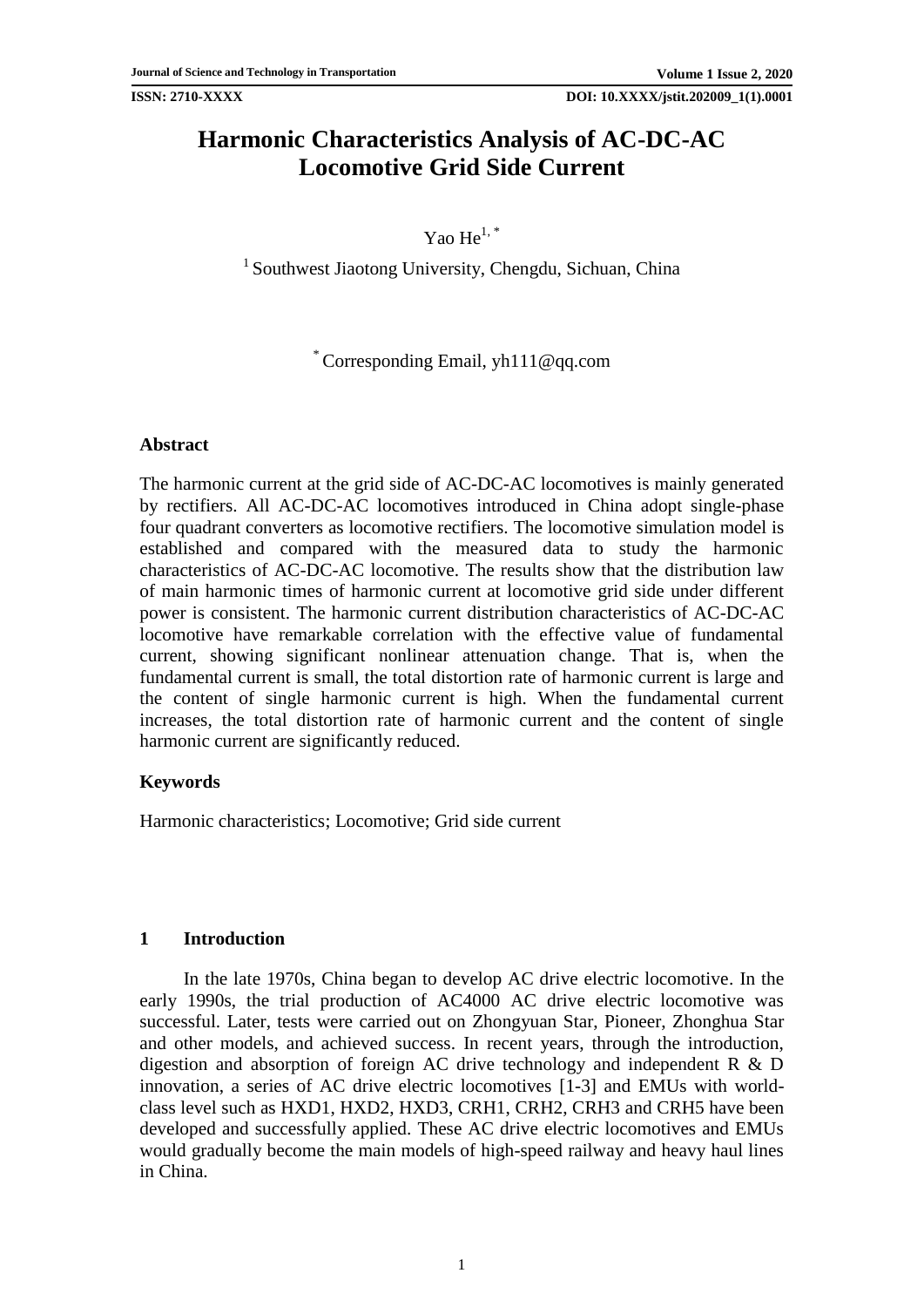# Harmonic Characteristics Analysis of AC-DC-AC Locomotive Grid Side Current

Yao He[1, *]

[1] Southwest Jiaotong University, Chengdu, Sichuan, China

[*] Corresponding Email, yh111@qq.com

## Abstract

The harmonic current at the grid side of AC-DC-AC locomotives is mainly generated by rectifiers. All AC-DC-AC locomotives introduced in China adopt single-phase four quadrant converters as locomotive rectifiers. The locomotive simulation model is established and compared with the measured data to study the harmonic characteristics of AC-DC-AC locomotive. The results show that the distribution law of main harmonic times of harmonic current at locomotive grid side under different power is consistent. The harmonic current distribution characteristics of AC-DC-AC locomotive have remarkable correlation with the effective value of fundamental current, showing significant nonlinear attenuation change. That is, when the fundamental current is small, the total distortion rate of harmonic current is large and the content of single harmonic current is high. When the fundamental current increases, the total distortion rate of harmonic current and the content of single harmonic current are significantly reduced.

## Keywords

Harmonic characteristics; Locomotive; Grid side current

## 1 Introduction

In the late 1970s, China began to develop AC drive electric locomotive. In the early 1990s, the trial production of AC4000 AC drive electric locomotive was successful. Later, tests were carried out on Zhongyuan Star, Pioneer, Zhonghua Star and other models, and achieved success. In recent years, through the introduction, digestion and absorption of foreign AC drive technology and independent R & D innovation, a series of AC drive electric locomotives [1-3] and EMUs with world-class level such as HXD1, HXD2, HXD3, CRH1, CRH2, CRH3 and CRH5 have been developed and successfully applied. These AC drive electric locomotives and EMUs would gradually become the main models of high-speed railway and heavy haul lines in China.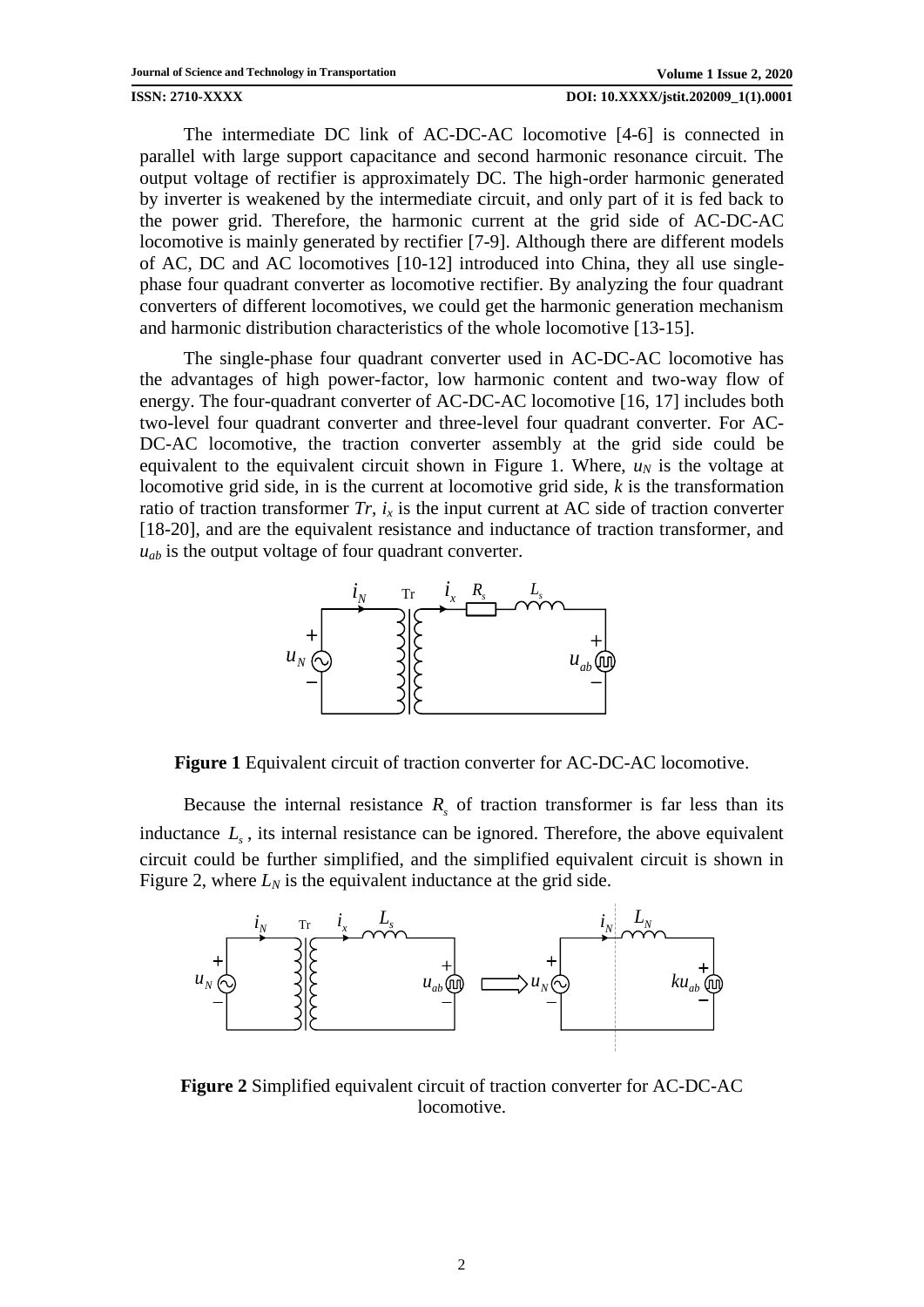The intermediate DC link of AC-DC-AC locomotive [4-6] is connected in parallel with large support capacitance and second harmonic resonance circuit. The output voltage of rectifier is approximately DC. The high-order harmonic generated by inverter is weakened by the intermediate circuit, and only part of it is fed back to the power grid. Therefore, the harmonic current at the grid side of AC-DC-AC locomotive is mainly generated by rectifier [7-9]. Although there are different models of AC, DC and AC locomotives [10-12] introduced into China, they all use single-phase four quadrant converter as locomotive rectifier. By analyzing the four quadrant converters of different locomotives, we could get the harmonic generation mechanism and harmonic distribution characteristics of the whole locomotive [13-15].

The single-phase four quadrant converter used in AC-DC-AC locomotive has the advantages of high power-factor, low harmonic content and two-way flow of energy. The four-quadrant converter of AC-DC-AC locomotive [16, 17] includes both two-level four quadrant converter and three-level four quadrant converter. For AC-DC-AC locomotive, the traction converter assembly at the grid side could be equivalent to the equivalent circuit shown in Figure 1. Where, $u_N$ is the voltage at locomotive grid side, in is the current at locomotive grid side, $k$ is the transformation ratio of traction transformer $Tr$, $i_x$ is the input current at AC side of traction converter [18-20], and are the equivalent resistance and inductance of traction transformer, and $u_{ab}$ is the output voltage of four quadrant converter.

$i_N$ Tr $i_x$ $R_s$ $L_s$

$u_N$ $u_{ab}$

**Figure 1** Equivalent circuit of traction converter for AC-DC-AC locomotive.

Because the internal resistance $R_s$ of traction transformer is far less than its inductance $L_s$, its internal resistance can be ignored. Therefore, the above equivalent circuit could be further simplified, and the simplified equivalent circuit is shown in Figure 2, where $L_N$ is the equivalent inductance at the grid side.

$i_N$ Tr $i_x$ $L_s$ $u_N$ $u_{ab}$ $i_N$ $L_N$ $u_N$ $ku_{ab}$

**Figure 2** Simplified equivalent circuit of traction converter for AC-DC-AC locomotive.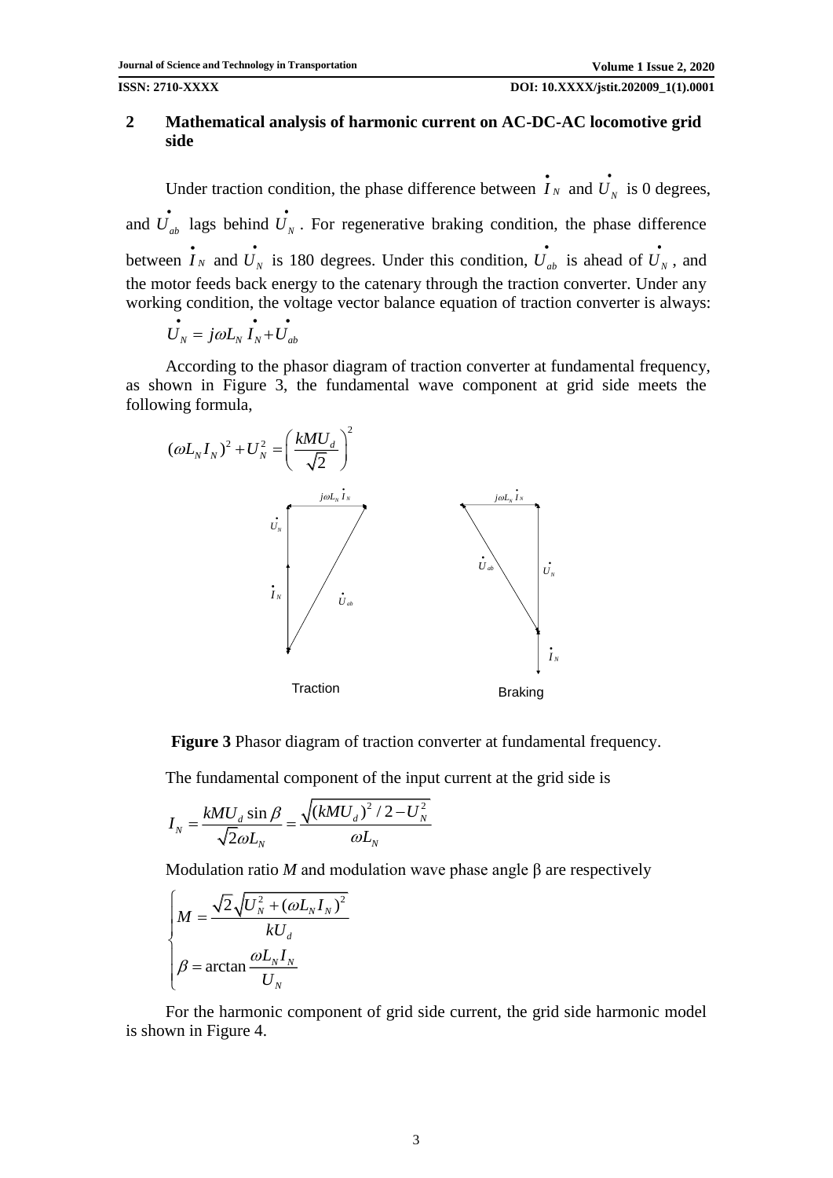## 2 Mathematical analysis of harmonic current on AC-DC-AC locomotive grid side

Under traction condition, the phase difference between $\dot{I}_N$ and $\dot{U}_N$ is 0 degrees, and $\dot{U}_{ab}$ lags behind $\dot{U}_N$. For regenerative braking condition, the phase difference between $\dot{I}_N$ and $\dot{U}_N$ is 180 degrees. Under this condition, $\dot{U}_{ab}$ is ahead of $\dot{U}_N$, and the motor feeds back energy to the catenary through the traction converter. Under any working condition, the voltage vector balance equation of traction converter is always:

$$\dot{U}_N = j\omega L_N \dot{I}_N + \dot{U}_{ab}$$

According to the phasor diagram of traction converter at fundamental frequency, as shown in Figure 3, the fundamental wave component at grid side meets the following formula,

$$(\omega L_N I_N)^2 + U_N^2 = \left(\frac{kMU_d}{\sqrt{2}}\right)^2$$

$j\omega L_N \dot{I}_N$

$\dot{U}_N$

$\dot{I}_N$

$\dot{U}_{ab}$

Traction

$j\omega L_N \dot{I}_N$

$\dot{U}_{ab}$

$\dot{U}_N$

$\dot{I}_N$

Braking

**Figure 3** Phasor diagram of traction converter at fundamental frequency.

The fundamental component of the input current at the grid side is

$$I_N = \frac{kMU_d \sin\beta}{\sqrt{2}\omega L_N} = \frac{\sqrt{(kMU_d)^2/2 - U_N^2}}{\omega L_N}$$

Modulation ratio $M$ and modulation wave phase angle β are respectively

$$\begin{cases} M = \dfrac{\sqrt{2}\sqrt{U_N^2 + (\omega L_N I_N)^2}}{kU_d} \\ \beta = \arctan\dfrac{\omega L_N I_N}{U_N} \end{cases}$$

For the harmonic component of grid side current, the grid side harmonic model is shown in Figure 4.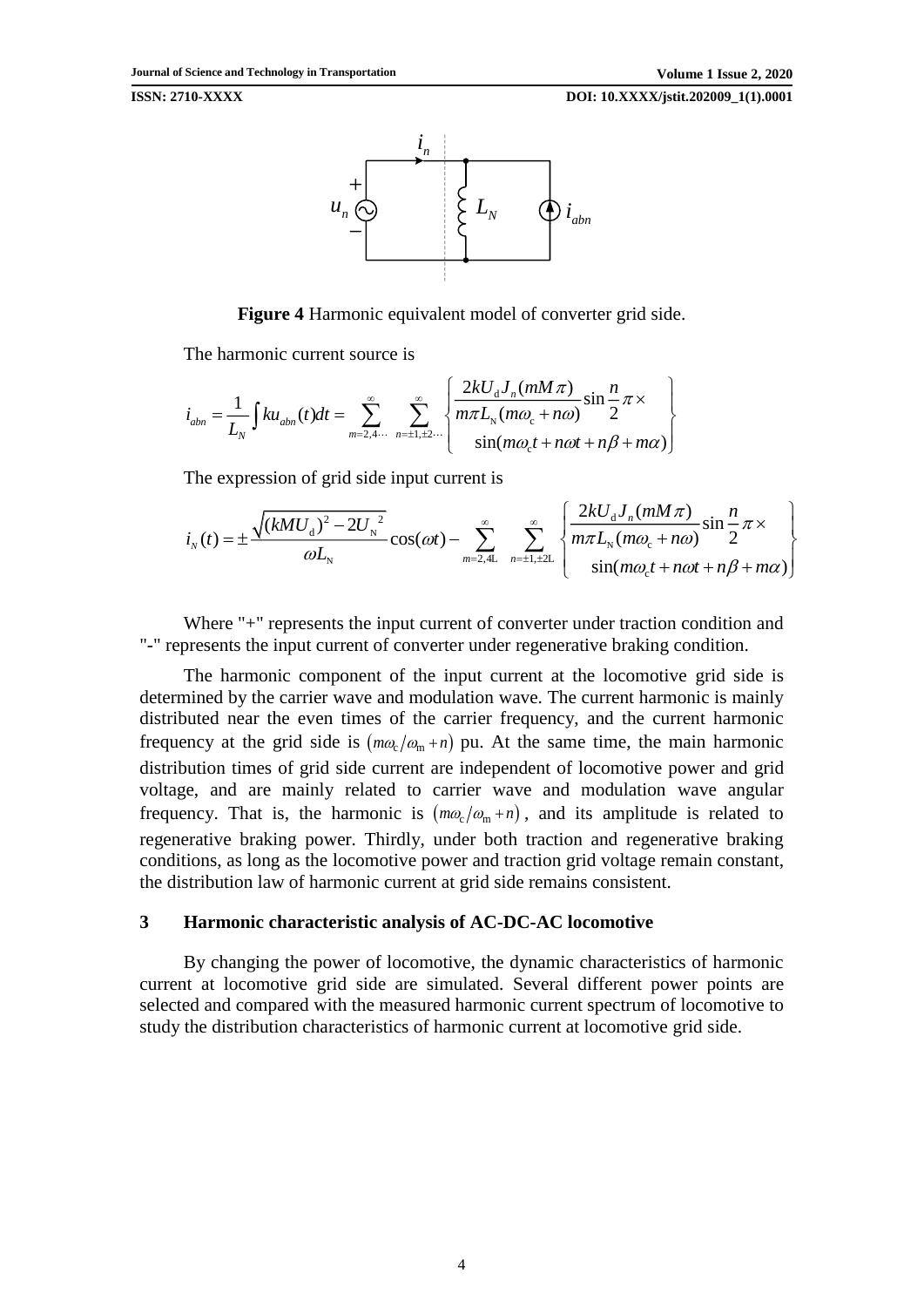Figure 4 Harmonic equivalent model of converter grid side.

The harmonic current source is

$$i_{abn}=\frac{1}{L_N}\int ku_{abn}(t)dt=\sum_{m=2,4\cdots}^{\infty}\sum_{n=\pm1,\pm2\cdots}^{\infty}\left\{\begin{array}{c}\frac{2kU_{\mathrm{d}}J_n(mM\pi)}{m\pi L_{\mathrm{N}}(m\omega_{\mathrm{c}}+n\omega)}\sin\frac{n}{2}\pi\times\\ \sin(m\omega_{\mathrm{c}}t+n\omega t+n\beta+m\alpha)\end{array}\right\}$$

The expression of grid side input current is

$$i_N(t)=\pm\frac{\sqrt{(kMU_{\mathrm{d}})^2-2U_{\mathrm{N}}{}^2}}{\omega L_{\mathrm{N}}}\cos(\omega t)-\sum_{m=2,4\mathrm{L}}^{\infty}\sum_{n=\pm1,\pm2\mathrm{L}}^{\infty}\left\{\begin{array}{c}\frac{2kU_{\mathrm{d}}J_n(mM\pi)}{m\pi L_{\mathrm{N}}(m\omega_{\mathrm{c}}+n\omega)}\sin\frac{n}{2}\pi\times\\ \sin(m\omega_{\mathrm{c}}t+n\omega t+n\beta+m\alpha)\end{array}\right\}$$

Where "+" represents the input current of converter under traction condition and "-" represents the input current of converter under regenerative braking condition.

The harmonic component of the input current at the locomotive grid side is determined by the carrier wave and modulation wave. The current harmonic is mainly distributed near the even times of the carrier frequency, and the current harmonic frequency at the grid side is $(m\omega_{\mathrm{c}}/\omega_{\mathrm{m}}+n)$ pu. At the same time, the main harmonic distribution times of grid side current are independent of locomotive power and grid voltage, and are mainly related to carrier wave and modulation wave angular frequency. That is, the harmonic is $(m\omega_{\mathrm{c}}/\omega_{\mathrm{m}}+n)$, and its amplitude is related to regenerative braking power. Thirdly, under both traction and regenerative braking conditions, as long as the locomotive power and traction grid voltage remain constant, the distribution law of harmonic current at grid side remains consistent.

## 3 Harmonic characteristic analysis of AC-DC-AC locomotive

By changing the power of locomotive, the dynamic characteristics of harmonic current at locomotive grid side are simulated. Several different power points are selected and compared with the measured harmonic current spectrum of locomotive to study the distribution characteristics of harmonic current at locomotive grid side.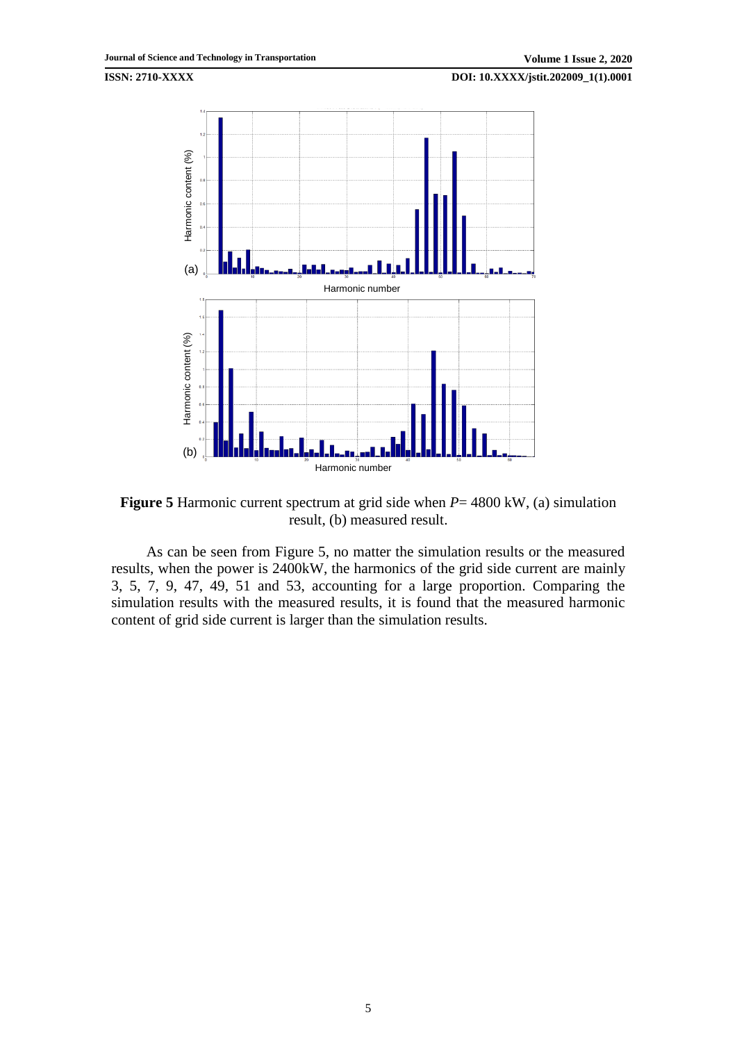Harmonic content (%)

(a)

Harmonic number

Harmonic content (%)

(b)

Harmonic number

**Figure 5** Harmonic current spectrum at grid side when $P$= 4800 kW, (a) simulation result, (b) measured result.

As can be seen from Figure 5, no matter the simulation results or the measured results, when the power is 2400kW, the harmonics of the grid side current are mainly 3, 5, 7, 9, 47, 49, 51 and 53, accounting for a large proportion. Comparing the simulation results with the measured results, it is found that the measured harmonic content of grid side current is larger than the simulation results.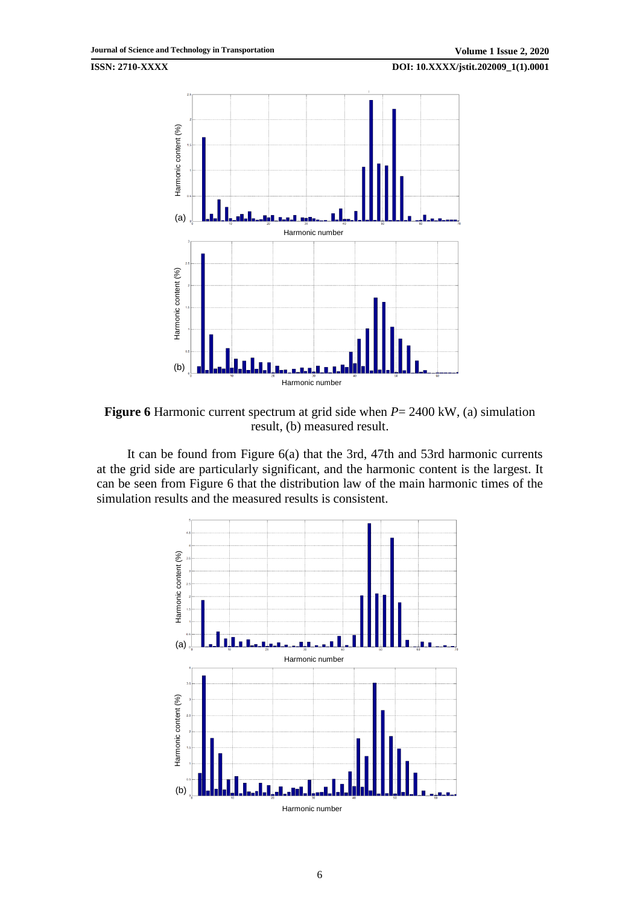(a)

Harmonic content (%)

Harmonic number

(b)

Harmonic content (%)

Harmonic number

**Figure 6** Harmonic current spectrum at grid side when $P$= 2400 kW, (a) simulation result, (b) measured result.

It can be found from Figure 6(a) that the 3rd, 47th and 53rd harmonic currents at the grid side are particularly significant, and the harmonic content is the largest. It can be seen from Figure 6 that the distribution law of the main harmonic times of the simulation results and the measured results is consistent.

(a)

Harmonic content (%)

Harmonic number

(b)

Harmonic content (%)

Harmonic number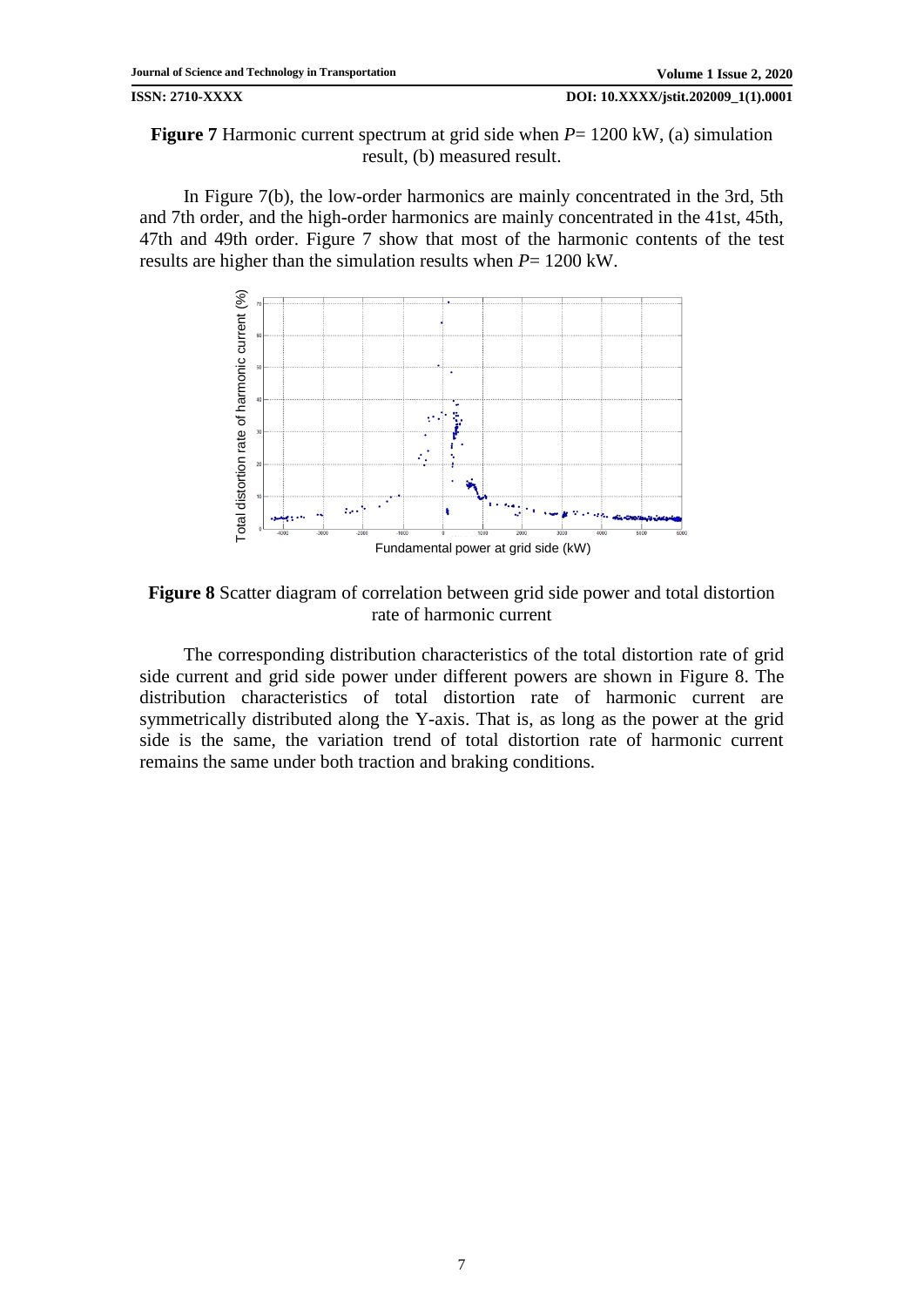**Figure 7** Harmonic current spectrum at grid side when $P$= 1200 kW, (a) simulation result, (b) measured result.

In Figure 7(b), the low-order harmonics are mainly concentrated in the 3rd, 5th and 7th order, and the high-order harmonics are mainly concentrated in the 41st, 45th, 47th and 49th order. Figure 7 show that most of the harmonic contents of the test results are higher than the simulation results when $P$= 1200 kW.

Total distortion rate of harmonic current (%)

70
60
50
40
30
20
10
0

-4000 -3000 -2000 -1000 0 1000 2000 3000 4000 5000 6000

Fundamental power at grid side (kW)

**Figure 8** Scatter diagram of correlation between grid side power and total distortion rate of harmonic current

The corresponding distribution characteristics of the total distortion rate of grid side current and grid side power under different powers are shown in Figure 8. The distribution characteristics of total distortion rate of harmonic current are symmetrically distributed along the Y-axis. That is, as long as the power at the grid side is the same, the variation trend of total distortion rate of harmonic current remains the same under both traction and braking conditions.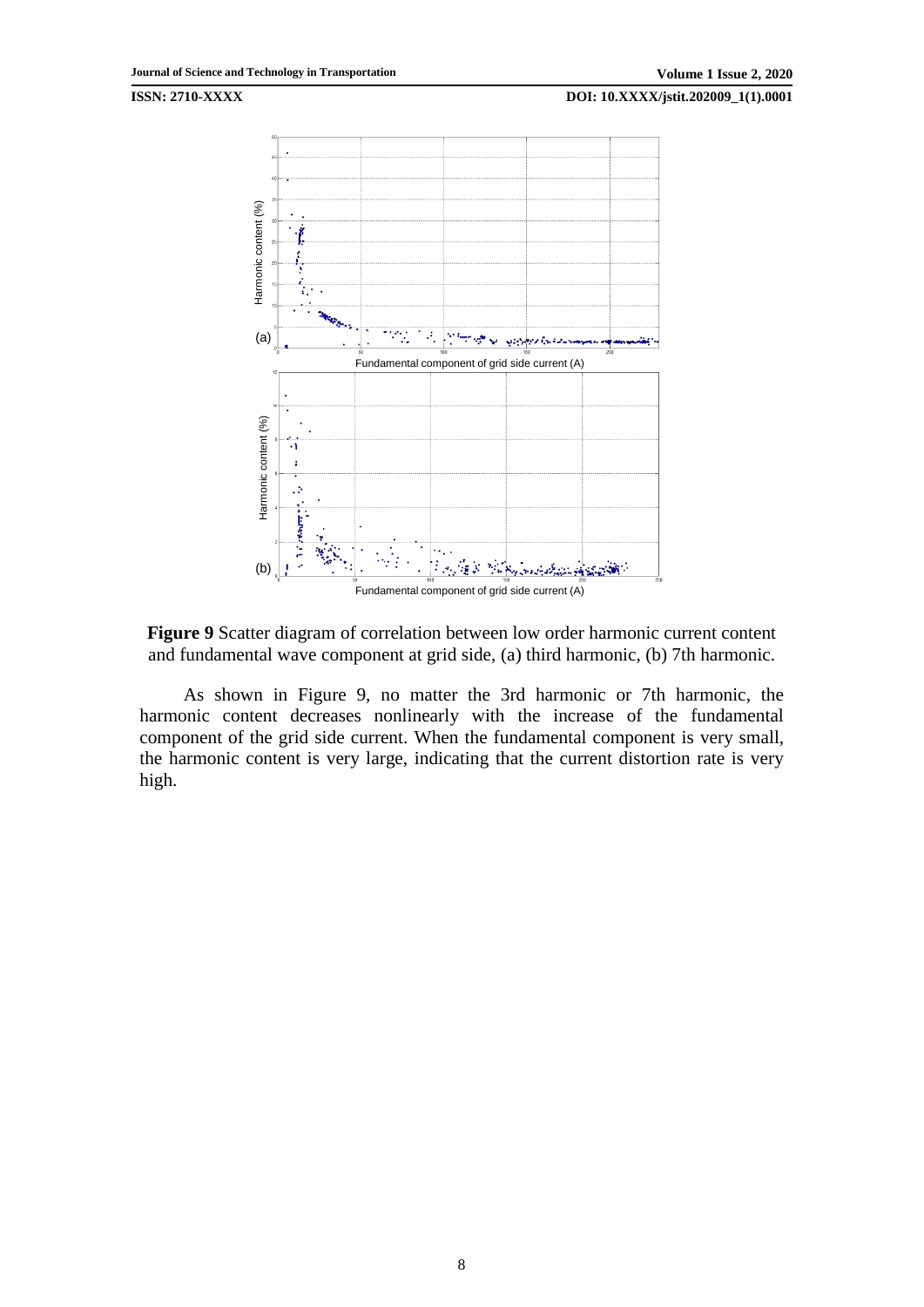(a)

Harmonic content (%)

Fundamental component of grid side current (A)

(b)

Harmonic content (%)

Fundamental component of grid side current (A)

**Figure 9** Scatter diagram of correlation between low order harmonic current content and fundamental wave component at grid side, (a) third harmonic, (b) 7th harmonic.

As shown in Figure 9, no matter the 3rd harmonic or 7th harmonic, the harmonic content decreases nonlinearly with the increase of the fundamental component of the grid side current. When the fundamental component is very small, the harmonic content is very large, indicating that the current distortion rate is very high.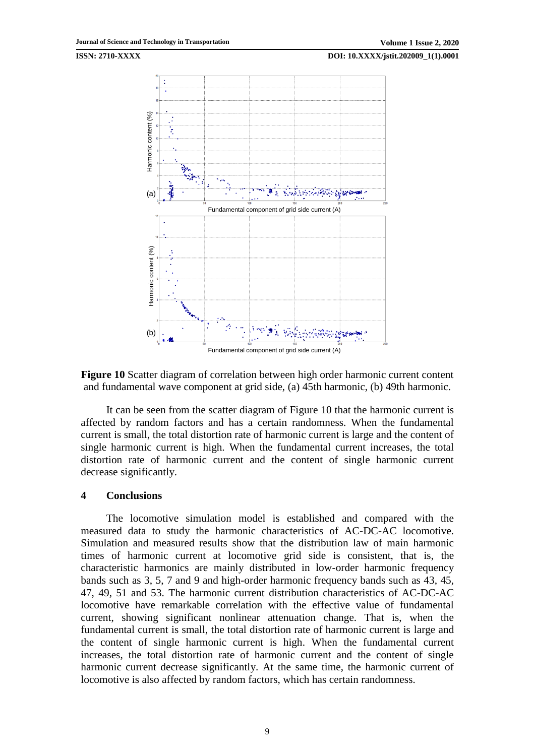(a)

Harmonic content (%)

Fundamental component of grid side current (A)

(b)

Harmonic content (%)

Fundamental component of grid side current (A)

**Figure 10** Scatter diagram of correlation between high order harmonic current content and fundamental wave component at grid side, (a) 45th harmonic, (b) 49th harmonic.

It can be seen from the scatter diagram of Figure 10 that the harmonic current is affected by random factors and has a certain randomness. When the fundamental current is small, the total distortion rate of harmonic current is large and the content of single harmonic current is high. When the fundamental current increases, the total distortion rate of harmonic current and the content of single harmonic current decrease significantly.

## 4 Conclusions

The locomotive simulation model is established and compared with the measured data to study the harmonic characteristics of AC-DC-AC locomotive. Simulation and measured results show that the distribution law of main harmonic times of harmonic current at locomotive grid side is consistent, that is, the characteristic harmonics are mainly distributed in low-order harmonic frequency bands such as 3, 5, 7 and 9 and high-order harmonic frequency bands such as 43, 45, 47, 49, 51 and 53. The harmonic current distribution characteristics of AC-DC-AC locomotive have remarkable correlation with the effective value of fundamental current, showing significant nonlinear attenuation change. That is, when the fundamental current is small, the total distortion rate of harmonic current is large and the content of single harmonic current is high. When the fundamental current increases, the total distortion rate of harmonic current and the content of single harmonic current decrease significantly. At the same time, the harmonic current of locomotive is also affected by random factors, which has certain randomness.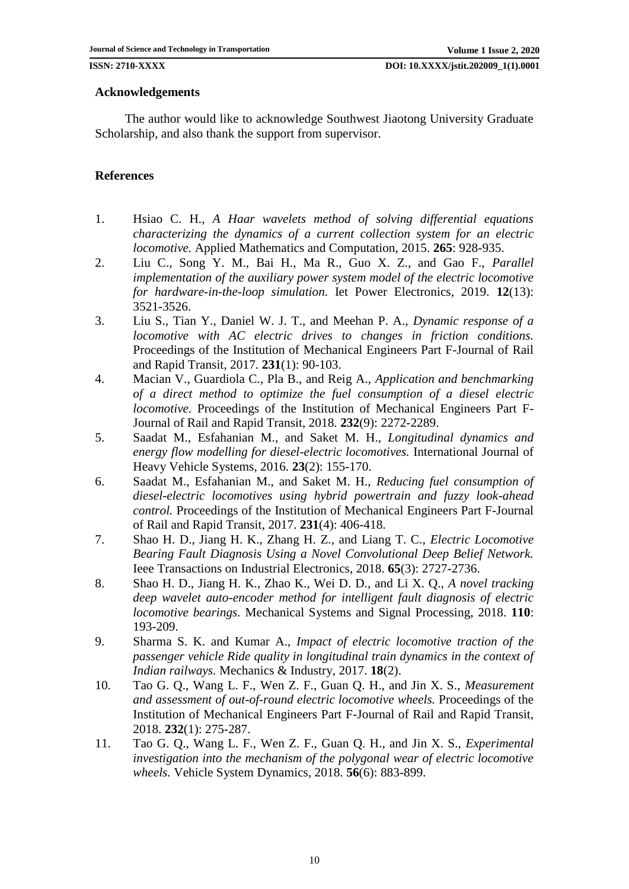## Acknowledgements

The author would like to acknowledge Southwest Jiaotong University Graduate Scholarship, and also thank the support from supervisor.

## References

1. Hsiao C. H., *A Haar wavelets method of solving differential equations characterizing the dynamics of a current collection system for an electric locomotive.* Applied Mathematics and Computation, 2015. **265**: 928-935.
2. Liu C., Song Y. M., Bai H., Ma R., Guo X. Z., and Gao F., *Parallel implementation of the auxiliary power system model of the electric locomotive for hardware-in-the-loop simulation.* Iet Power Electronics, 2019. **12**(13): 3521-3526.
3. Liu S., Tian Y., Daniel W. J. T., and Meehan P. A., *Dynamic response of a locomotive with AC electric drives to changes in friction conditions.* Proceedings of the Institution of Mechanical Engineers Part F-Journal of Rail and Rapid Transit, 2017. **231**(1): 90-103.
4. Macian V., Guardiola C., Pla B., and Reig A., *Application and benchmarking of a direct method to optimize the fuel consumption of a diesel electric locomotive.* Proceedings of the Institution of Mechanical Engineers Part F-Journal of Rail and Rapid Transit, 2018. **232**(9): 2272-2289.
5. Saadat M., Esfahanian M., and Saket M. H., *Longitudinal dynamics and energy flow modelling for diesel-electric locomotives.* International Journal of Heavy Vehicle Systems, 2016. **23**(2): 155-170.
6. Saadat M., Esfahanian M., and Saket M. H., *Reducing fuel consumption of diesel-electric locomotives using hybrid powertrain and fuzzy look-ahead control.* Proceedings of the Institution of Mechanical Engineers Part F-Journal of Rail and Rapid Transit, 2017. **231**(4): 406-418.
7. Shao H. D., Jiang H. K., Zhang H. Z., and Liang T. C., *Electric Locomotive Bearing Fault Diagnosis Using a Novel Convolutional Deep Belief Network.* Ieee Transactions on Industrial Electronics, 2018. **65**(3): 2727-2736.
8. Shao H. D., Jiang H. K., Zhao K., Wei D. D., and Li X. Q., *A novel tracking deep wavelet auto-encoder method for intelligent fault diagnosis of electric locomotive bearings.* Mechanical Systems and Signal Processing, 2018. **110**: 193-209.
9. Sharma S. K. and Kumar A., *Impact of electric locomotive traction of the passenger vehicle Ride quality in longitudinal train dynamics in the context of Indian railways.* Mechanics & Industry, 2017. **18**(2).
10. Tao G. Q., Wang L. F., Wen Z. F., Guan Q. H., and Jin X. S., *Measurement and assessment of out-of-round electric locomotive wheels.* Proceedings of the Institution of Mechanical Engineers Part F-Journal of Rail and Rapid Transit, 2018. **232**(1): 275-287.
11. Tao G. Q., Wang L. F., Wen Z. F., Guan Q. H., and Jin X. S., *Experimental investigation into the mechanism of the polygonal wear of electric locomotive wheels.* Vehicle System Dynamics, 2018. **56**(6): 883-899.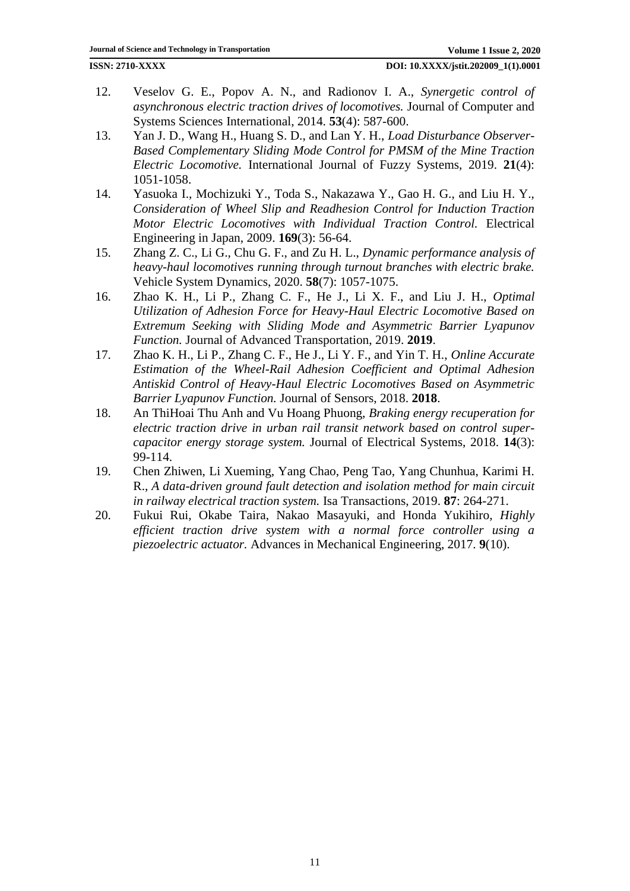12. Veselov G. E., Popov A. N., and Radionov I. A., *Synergetic control of asynchronous electric traction drives of locomotives.* Journal of Computer and Systems Sciences International, 2014. **53**(4): 587-600.
13. Yan J. D., Wang H., Huang S. D., and Lan Y. H., *Load Disturbance Observer-Based Complementary Sliding Mode Control for PMSM of the Mine Traction Electric Locomotive.* International Journal of Fuzzy Systems, 2019. **21**(4): 1051-1058.
14. Yasuoka I., Mochizuki Y., Toda S., Nakazawa Y., Gao H. G., and Liu H. Y., *Consideration of Wheel Slip and Readhesion Control for Induction Traction Motor Electric Locomotives with Individual Traction Control.* Electrical Engineering in Japan, 2009. **169**(3): 56-64.
15. Zhang Z. C., Li G., Chu G. F., and Zu H. L., *Dynamic performance analysis of heavy-haul locomotives running through turnout branches with electric brake.* Vehicle System Dynamics, 2020. **58**(7): 1057-1075.
16. Zhao K. H., Li P., Zhang C. F., He J., Li X. F., and Liu J. H., *Optimal Utilization of Adhesion Force for Heavy-Haul Electric Locomotive Based on Extremum Seeking with Sliding Mode and Asymmetric Barrier Lyapunov Function.* Journal of Advanced Transportation, 2019. **2019**.
17. Zhao K. H., Li P., Zhang C. F., He J., Li Y. F., and Yin T. H., *Online Accurate Estimation of the Wheel-Rail Adhesion Coefficient and Optimal Adhesion Antiskid Control of Heavy-Haul Electric Locomotives Based on Asymmetric Barrier Lyapunov Function.* Journal of Sensors, 2018. **2018**.
18. An ThiHoai Thu Anh and Vu Hoang Phuong, *Braking energy recuperation for electric traction drive in urban rail transit network based on control super-capacitor energy storage system.* Journal of Electrical Systems, 2018. **14**(3): 99-114.
19. Chen Zhiwen, Li Xueming, Yang Chao, Peng Tao, Yang Chunhua, Karimi H. R., *A data-driven ground fault detection and isolation method for main circuit in railway electrical traction system.* Isa Transactions, 2019. **87**: 264-271.
20. Fukui Rui, Okabe Taira, Nakao Masayuki, and Honda Yukihiro, *Highly efficient traction drive system with a normal force controller using a piezoelectric actuator.* Advances in Mechanical Engineering, 2017. **9**(10).